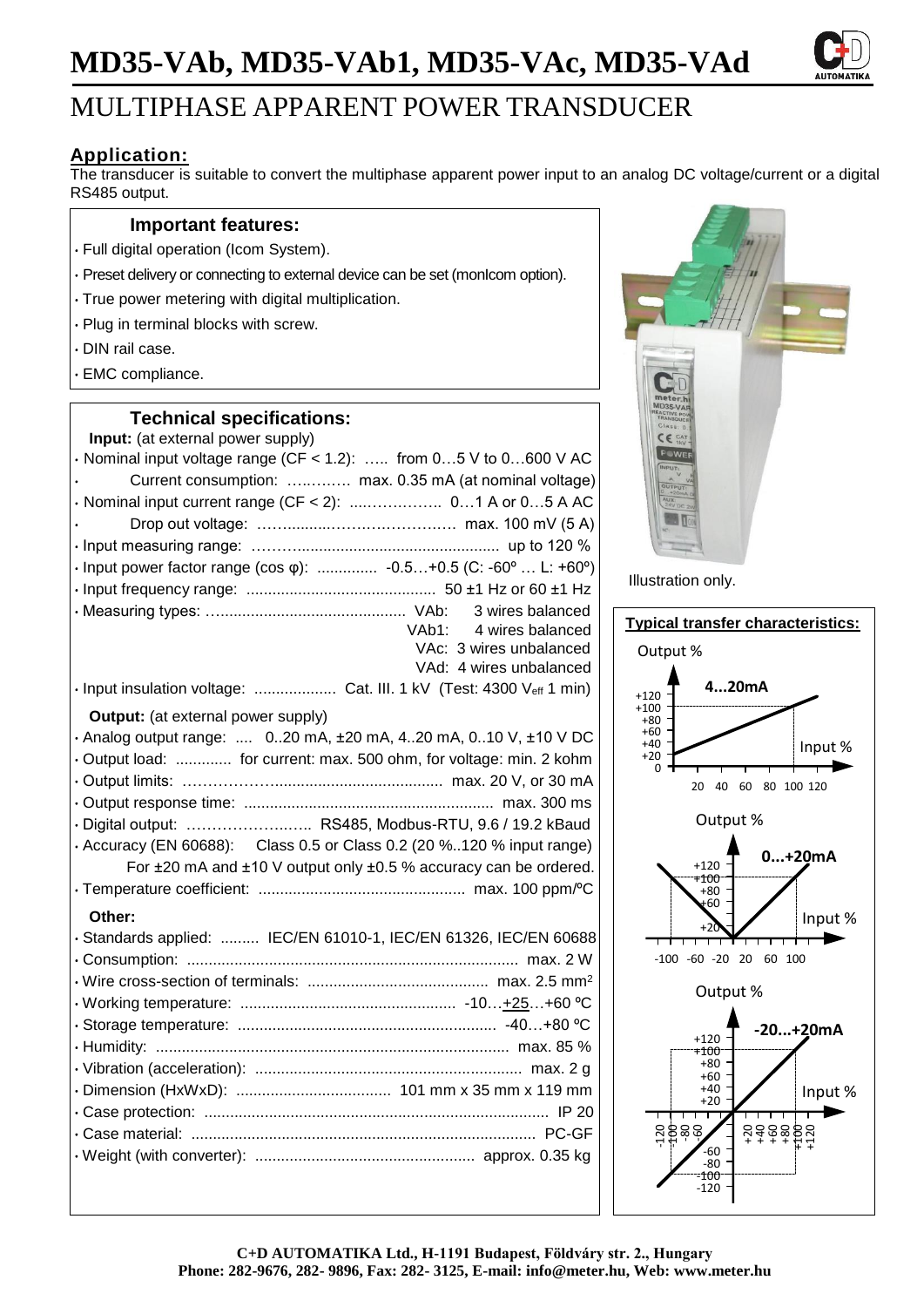# MD35-VAb, MD35-VAb1, MD35-VAc, MD35-VAd

## MULTIPHASE APPARENT POWER TRANSDUCER

### Application:

The transducer is suitable to convert the multiphase apparent power input to an analog DC voltage/current or a digital RS485 output.

### Important features:

- Full digital operation (Icom System).
- Preset delivery or connecting to external device can be set (monIcom option).
- True power metering with digital multiplication.
- Plug in terminal blocks with screw.
- DIN rail case.
- EMC compliance.

Illustration only.

### Technical specifications:

**Input:** (at external power supply)

- Nominal input voltage range (CF < 1.2): ….. from 0…5 V to 0…600 V AC
  - Current consumption: ….……… max. 0.35 mA (at nominal voltage)
- Nominal input current range (CF < 2): ....…………….. 0…1 A or 0…5 A AC
  - Drop out voltage: ……..........…………………… max. 100 mV (5 A)
- Input measuring range: ………............................................ up to 120 %
- Input power factor range (cos φ): .............. -0.5…+0.5 (C: -60º … L: +60º)
- Input frequency range: ............................................ 50 ±1 Hz or 60 ±1 Hz
- Measuring types: …......................................... VAb: 3 wires balanced
  - VAb1: 4 wires balanced
  - VAc: 3 wires unbalanced
  - VAd: 4 wires unbalanced
- Input insulation voltage: ................... Cat. III. 1 kV (Test: 4300 $V_{eff}$ 1 min)

**Output:** (at external power supply)

- Analog output range: .... 0..20 mA, ±20 mA, 4..20 mA, 0..10 V, ±10 V DC
- Output load: ............. for current: max. 500 ohm, for voltage: min. 2 kohm
- Output limits: ………………....................................... max. 20 V, or 30 mA
- Output response time: .......................................................... max. 300 ms
- Digital output: …………………..….. RS485, Modbus-RTU, 9.6 / 19.2 kBaud
- Accuracy (EN 60688): Class 0.5 or Class 0.2 (20 %..120 % input range)
  For ±20 mA and ±10 V output only ±0.5 % accuracy can be ordered.
- Temperature coefficient: ................................................ max. 100 ppm/ºC

**Other:**

- Standards applied: ......... IEC/EN 61010-1, IEC/EN 61326, IEC/EN 60688
- Consumption: ............................................................................. max. 2 W
- Wire cross-section of terminals: .......................................... max. 2.5 mm²
- Working temperature: .................................................. -10…+25…+60 ºC
- Storage temperature: ............................................................ -40…+80 ºC
- Humidity: .................................................................................. max. 85 %
- Vibration (acceleration): .............................................................. max. 2 g
- Dimension (HxWxD): .................................... 101 mm x 35 mm x 119 mm
- Case protection: ................................................................................ IP 20
- Case material: ................................................................................ PC-GF
- Weight (with converter): ................................................... approx. 0.35 kg

### Typical transfer characteristics:

- 4...20mA (Output % vs Input %)
- 0...+20mA (Output % vs Input %)
- -20...+20mA (Output % vs Input %)

**C+D AUTOMATIKA Ltd., H-1191 Budapest, Földváry str. 2., Hungary**
**Phone: 282-9676, 282- 9896, Fax: 282- 3125, E-mail: info@meter.hu, Web: www.meter.hu**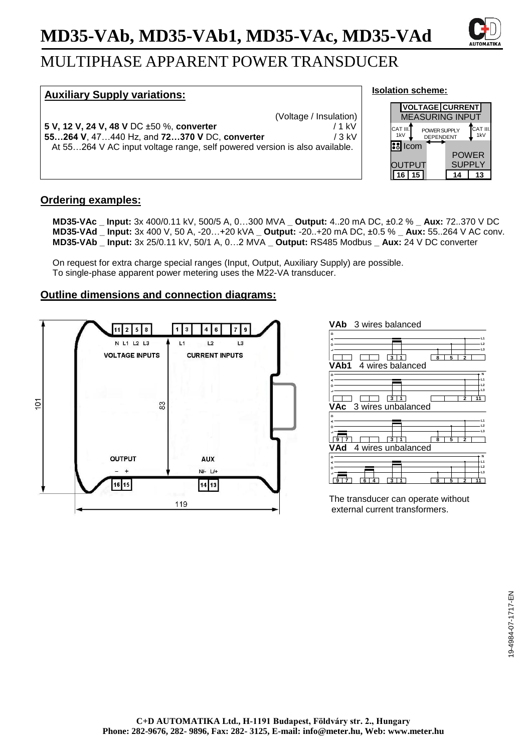# MD35-VAb, MD35-VAb1, MD35-VAc, MD35-VAd

# MULTIPHASE APPARENT POWER TRANSDUCER

## Auxiliary Supply variations:

(Voltage / Insulation)

**5 V, 12 V, 24 V, 48 V** DC ±50 %, **converter** / 1 kV
**55…264 V**, 47…440 Hz, and **72…370 V** DC, **converter** / 3 kV
At 55…264 V AC input voltage range, self powered version is also available.

**Isolation scheme:**

VOLTAGE CURRENT
MEASURING INPUT
CAT III. 1kV
POWER SUPPLY DEPENDENT
CAT III. 1kV
Icom
OUTPUT
16 15
POWER SUPPLY
14 13

## Ordering examples:

**MD35-VAc _ Input:** 3x 400/0.11 kV, 500/5 A, 0…300 MVA **_ Output:** 4..20 mA DC, ±0.2 % **_ Aux:** 72..370 V DC
**MD35-VAd _ Input:** 3x 400 V, 50 A, -20…+20 kVA **_ Output:** -20..+20 mA DC, ±0.5 % **_ Aux:** 55..264 V AC conv.
**MD35-VAb _ Input:** 3x 25/0.11 kV, 50/1 A, 0…2 MVA **_ Output:** RS485 Modbus **_ Aux:** 24 V DC converter

On request for extra charge special ranges (Input, Output, Auxiliary Supply) are possible.
To single-phase apparent power metering uses the M22-VA transducer.

## Outline dimensions and connection diagrams:

11 2 5 8
N L1 L2 L3
VOLTAGE INPUTS
1 3 4 6 7 9
L1 L2 L3
CURRENT INPUTS
101
83
OUTPUT
– +
16 15
AUX
N/- L/+
14 13
119

**VAb** 3 wires balanced
3 1 8 5 2

**VAb1** 4 wires balanced
3 1 2 11

**VAc** 3 wires unbalanced
9 7 3 1 8 5 2

**VAd** 4 wires unbalanced
9 7 6 4 3 1 8 5 2 11

The transducer can operate without external current transformers.

19-4984-07-1717-EN

**C+D AUTOMATIKA Ltd., H-1191 Budapest, Földváry str. 2., Hungary**
**Phone: 282-9676, 282- 9896, Fax: 282- 3125, E-mail: info@meter.hu, Web: www.meter.hu**